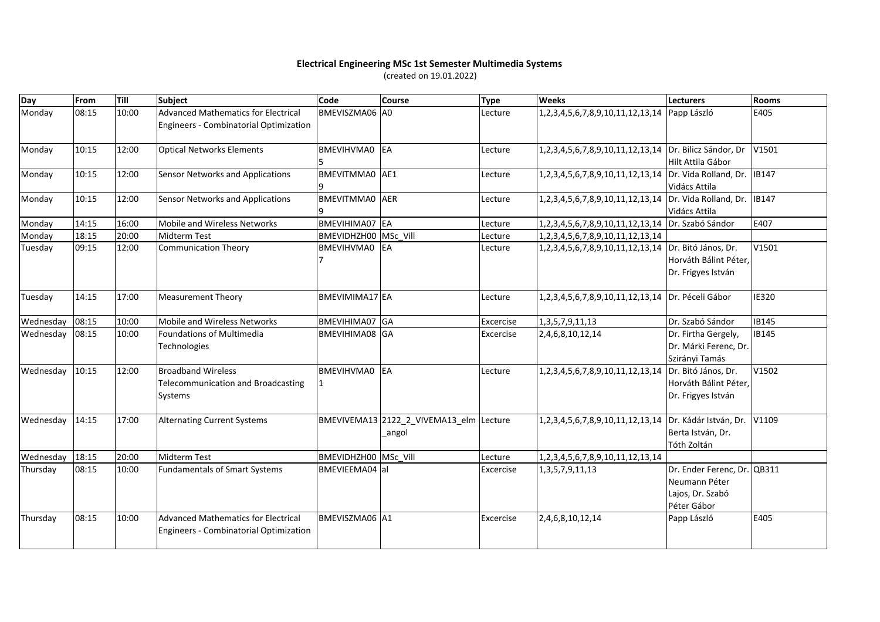# Electrical Engineering MSc 1st Semester Multimedia Systems

(created on 19.01.2022)

| Day | From | Till | Subject | Code | Course | Type | Weeks | Lecturers | Rooms |
|---|---|---|---|---|---|---|---|---|---|
| Monday | 08:15 | 10:00 | Advanced Mathematics for Electrical Engineers - Combinatorial Optimization | BMEVISZMA06 | A0 | Lecture | 1,2,3,4,5,6,7,8,9,10,11,12,13,14 | Papp László | E405 |
| Monday | 10:15 | 12:00 | Optical Networks Elements | BMEVIHVMA05 | EA | Lecture | 1,2,3,4,5,6,7,8,9,10,11,12,13,14 | Dr. Bilicz Sándor, Dr Hilt Attila Gábor | V1501 |
| Monday | 10:15 | 12:00 | Sensor Networks and Applications | BMEVITMMA09 | AE1 | Lecture | 1,2,3,4,5,6,7,8,9,10,11,12,13,14 | Dr. Vida Rolland, Dr. Vidács Attila | IB147 |
| Monday | 10:15 | 12:00 | Sensor Networks and Applications | BMEVITMMA09 | AER | Lecture | 1,2,3,4,5,6,7,8,9,10,11,12,13,14 | Dr. Vida Rolland, Dr. Vidács Attila | IB147 |
| Monday | 14:15 | 16:00 | Mobile and Wireless Networks | BMEVIHIMA07 | EA | Lecture | 1,2,3,4,5,6,7,8,9,10,11,12,13,14 | Dr. Szabó Sándor | E407 |
| Monday | 18:15 | 20:00 | Midterm Test | BMEVIDHZH00 | MSc_Vill | Lecture | 1,2,3,4,5,6,7,8,9,10,11,12,13,14 | | |
| Tuesday | 09:15 | 12:00 | Communication Theory | BMEVIHVMA07 | EA | Lecture | 1,2,3,4,5,6,7,8,9,10,11,12,13,14 | Dr. Bitó János, Dr. Horváth Bálint Péter, Dr. Frigyes István | V1501 |
| Tuesday | 14:15 | 17:00 | Measurement Theory | BMEVIMIMA17 | EA | Lecture | 1,2,3,4,5,6,7,8,9,10,11,12,13,14 | Dr. Péceli Gábor | IE320 |
| Wednesday | 08:15 | 10:00 | Mobile and Wireless Networks | BMEVIHIMA07 | GA | Excercise | 1,3,5,7,9,11,13 | Dr. Szabó Sándor | IB145 |
| Wednesday | 08:15 | 10:00 | Foundations of Multimedia Technologies | BMEVIHIMA08 | GA | Excercise | 2,4,6,8,10,12,14 | Dr. Firtha Gergely, Dr. Márki Ferenc, Dr. Szirányi Tamás | IB145 |
| Wednesday | 10:15 | 12:00 | Broadband Wireless Telecommunication and Broadcasting Systems | BMEVIHVMA01 | EA | Lecture | 1,2,3,4,5,6,7,8,9,10,11,12,13,14 | Dr. Bitó János, Dr. Horváth Bálint Péter, Dr. Frigyes István | V1502 |
| Wednesday | 14:15 | 17:00 | Alternating Current Systems | BMEVIVEMA13 | 2122_2_VIVEMA13_elm_angol | Lecture | 1,2,3,4,5,6,7,8,9,10,11,12,13,14 | Dr. Kádár István, Dr. Berta István, Dr. Tóth Zoltán | V1109 |
| Wednesday | 18:15 | 20:00 | Midterm Test | BMEVIDHZH00 | MSc_Vill | Lecture | 1,2,3,4,5,6,7,8,9,10,11,12,13,14 | | |
| Thursday | 08:15 | 10:00 | Fundamentals of Smart Systems | BMEVIEEMA04 | al | Excercise | 1,3,5,7,9,11,13 | Dr. Ender Ferenc, Dr. Neumann Péter Lajos, Dr. Szabó Péter Gábor | QB311 |
| Thursday | 08:15 | 10:00 | Advanced Mathematics for Electrical Engineers - Combinatorial Optimization | BMEVISZMA06 | A1 | Excercise | 2,4,6,8,10,12,14 | Papp László | E405 |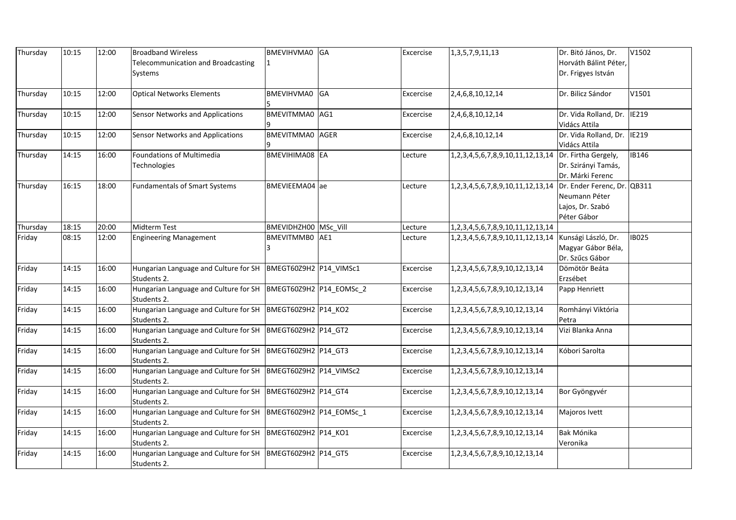| Thursday | 10:15 | 12:00 | Broadband Wireless Telecommunication and Broadcasting Systems | BMEVIHVMA01 | GA | Excercise | 1,3,5,7,9,11,13 | Dr. Bitó János, Dr. Horváth Bálint Péter, Dr. Frigyes István | V1502 |
|---|---|---|---|---|---|---|---|---|---|
| Thursday | 10:15 | 12:00 | Optical Networks Elements | BMEVIHVMA05 | GA | Excercise | 2,4,6,8,10,12,14 | Dr. Bilicz Sándor | V1501 |
| Thursday | 10:15 | 12:00 | Sensor Networks and Applications | BMEVITMMA09 | AG1 | Excercise | 2,4,6,8,10,12,14 | Dr. Vida Rolland, Dr. Vidács Attila | IE219 |
| Thursday | 10:15 | 12:00 | Sensor Networks and Applications | BMEVITMMA09 | AGER | Excercise | 2,4,6,8,10,12,14 | Dr. Vida Rolland, Dr. Vidács Attila | IE219 |
| Thursday | 14:15 | 16:00 | Foundations of Multimedia Technologies | BMEVIHIMA08 | EA | Lecture | 1,2,3,4,5,6,7,8,9,10,11,12,13,14 | Dr. Firtha Gergely, Dr. Szirányi Tamás, Dr. Márki Ferenc | IB146 |
| Thursday | 16:15 | 18:00 | Fundamentals of Smart Systems | BMEVIEEMA04 | ae | Lecture | 1,2,3,4,5,6,7,8,9,10,11,12,13,14 | Dr. Ender Ferenc, Dr. Neumann Péter Lajos, Dr. Szabó Péter Gábor | QB311 |
| Thursday | 18:15 | 20:00 | Midterm Test | BMEVIDHZH00 | MSc_Vill | Lecture | 1,2,3,4,5,6,7,8,9,10,11,12,13,14 | | |
| Friday | 08:15 | 12:00 | Engineering Management | BMEVITMMB03 | AE1 | Lecture | 1,2,3,4,5,6,7,8,9,10,11,12,13,14 | Kunsági László, Dr. Magyar Gábor Béla, Dr. Szűcs Gábor | IB025 |
| Friday | 14:15 | 16:00 | Hungarian Language and Culture for SH Students 2. | BMEGT60Z9H2 | P14_VIMSc1 | Excercise | 1,2,3,4,5,6,7,8,9,10,12,13,14 | Dömötör Beáta Erzsébet | |
| Friday | 14:15 | 16:00 | Hungarian Language and Culture for SH Students 2. | BMEGT60Z9H2 | P14_EOMSc_2 | Excercise | 1,2,3,4,5,6,7,8,9,10,12,13,14 | Papp Henriett | |
| Friday | 14:15 | 16:00 | Hungarian Language and Culture for SH Students 2. | BMEGT60Z9H2 | P14_KO2 | Excercise | 1,2,3,4,5,6,7,8,9,10,12,13,14 | Romhányi Viktória Petra | |
| Friday | 14:15 | 16:00 | Hungarian Language and Culture for SH Students 2. | BMEGT60Z9H2 | P14_GT2 | Excercise | 1,2,3,4,5,6,7,8,9,10,12,13,14 | Vizi Blanka Anna | |
| Friday | 14:15 | 16:00 | Hungarian Language and Culture for SH Students 2. | BMEGT60Z9H2 | P14_GT3 | Excercise | 1,2,3,4,5,6,7,8,9,10,12,13,14 | Kóbori Sarolta | |
| Friday | 14:15 | 16:00 | Hungarian Language and Culture for SH Students 2. | BMEGT60Z9H2 | P14_VIMSc2 | Excercise | 1,2,3,4,5,6,7,8,9,10,12,13,14 | | |
| Friday | 14:15 | 16:00 | Hungarian Language and Culture for SH Students 2. | BMEGT60Z9H2 | P14_GT4 | Excercise | 1,2,3,4,5,6,7,8,9,10,12,13,14 | Bor Gyöngyvér | |
| Friday | 14:15 | 16:00 | Hungarian Language and Culture for SH Students 2. | BMEGT60Z9H2 | P14_EOMSc_1 | Excercise | 1,2,3,4,5,6,7,8,9,10,12,13,14 | Majoros Ivett | |
| Friday | 14:15 | 16:00 | Hungarian Language and Culture for SH Students 2. | BMEGT60Z9H2 | P14_KO1 | Excercise | 1,2,3,4,5,6,7,8,9,10,12,13,14 | Bak Mónika Veronika | |
| Friday | 14:15 | 16:00 | Hungarian Language and Culture for SH Students 2. | BMEGT60Z9H2 | P14_GT5 | Excercise | 1,2,3,4,5,6,7,8,9,10,12,13,14 | | |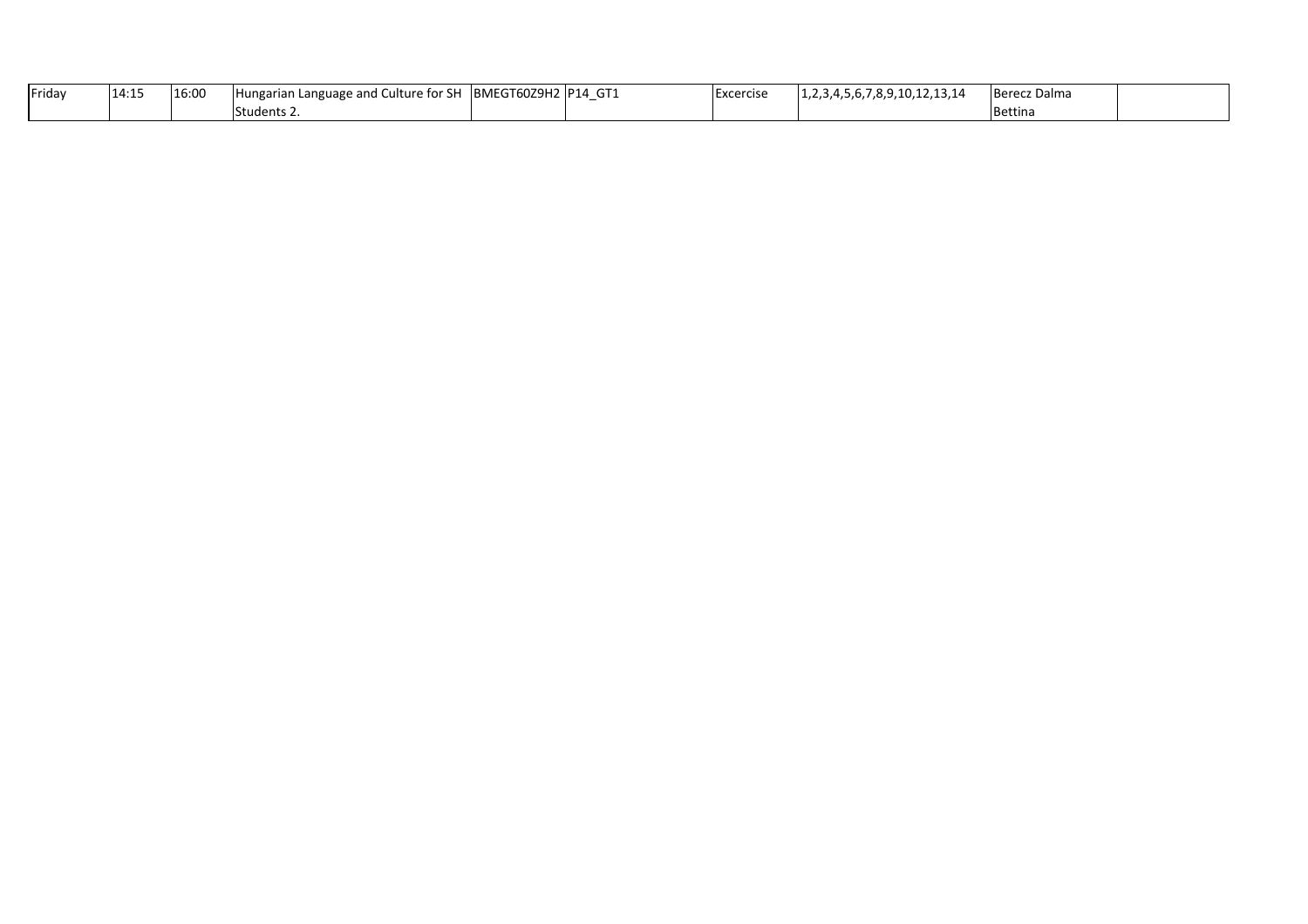| | | | | | | | | | |
|---|---|---|---|---|---|---|---|---|---|
| Friday | 14:15 | 16:00 | Hungarian Language and Culture for SH Students 2. | BMEGT60Z9H2 | P14_GT1 | Excercise | 1,2,3,4,5,6,7,8,9,10,12,13,14 | Berecz Dalma Bettina | |